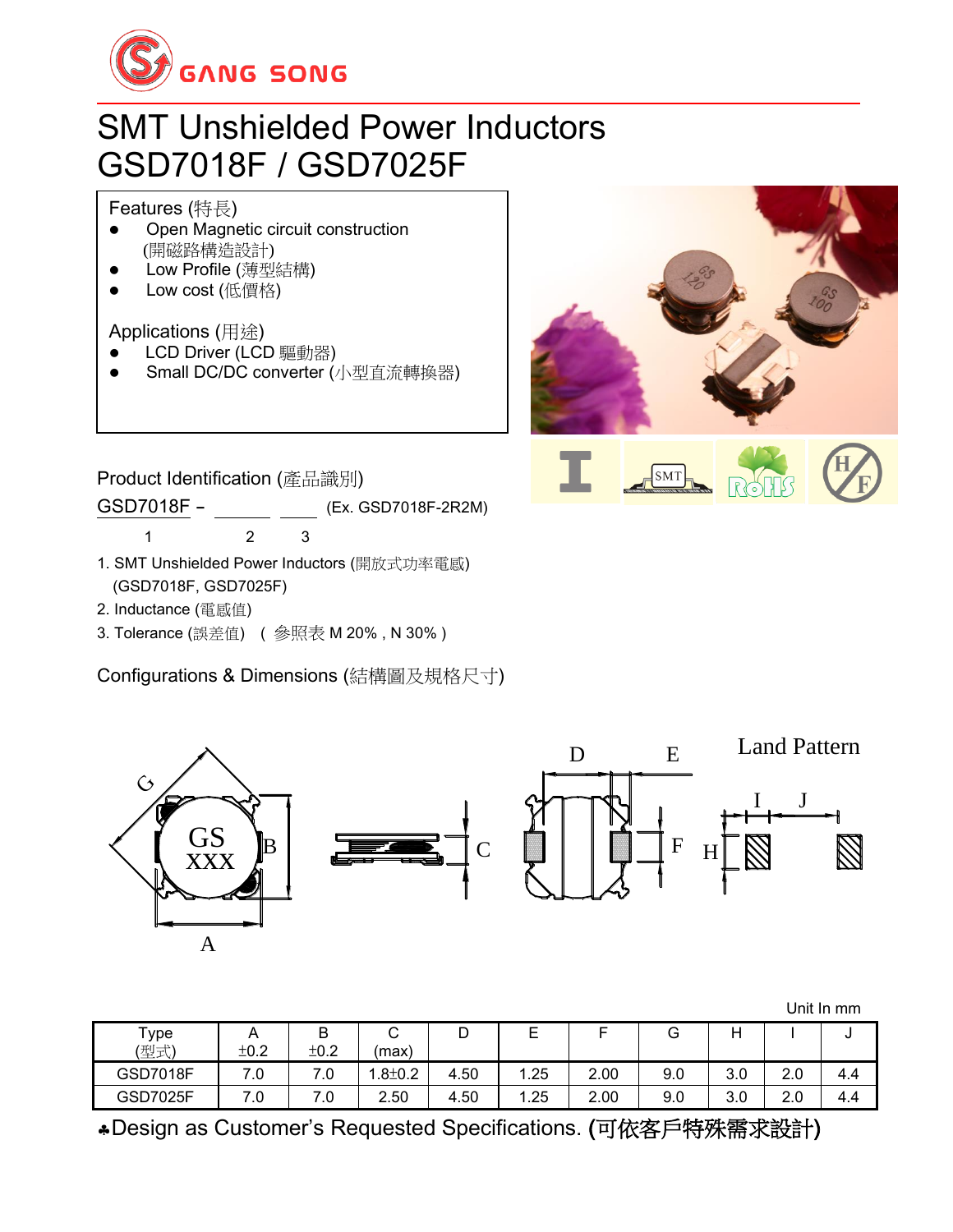GANG SONG

# SMT Unshielded Power Inductors
# GSD7018F / GSD7025F

**Features (特長)**

- Open Magnetic circuit construction (開磁路構造設計)
- Low Profile (薄型結構)
- Low cost (低價格)

**Applications (用途)**

- LCD Driver (LCD 驅動器)
- Small DC/DC converter (小型直流轉換器)

## Product Identification (產品識別)

GSD7018F – ______ ____ (Ex. GSD7018F-2R2M)

1 2 3

1. SMT Unshielded Power Inductors (開放式功率電感) (GSD7018F, GSD7025F)
2. Inductance (電感值)
3. Tolerance (誤差值) ( 參照表 M 20% , N 30% )

## Configurations & Dimensions (結構圖及規格尺寸)

Land Pattern

Unit In mm

| Type (型式) | A ±0.2 | B ±0.2 | C (max) | D | E | F | G | H | I | J |
|---|---|---|---|---|---|---|---|---|---|---|
| GSD7018F | 7.0 | 7.0 | 1.8±0.2 | 4.50 | 1.25 | 2.00 | 9.0 | 3.0 | 2.0 | 4.4 |
| GSD7025F | 7.0 | 7.0 | 2.50 | 4.50 | 1.25 | 2.00 | 9.0 | 3.0 | 2.0 | 4.4 |

♣Design as Customer's Requested Specifications. (可依客戶特殊需求設計)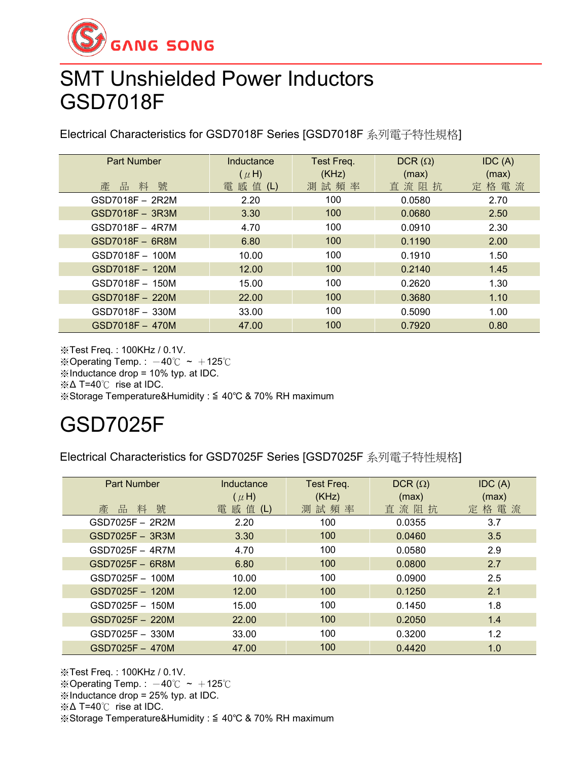GANG SONG

# SMT Unshielded Power Inductors
# GSD7018F

Electrical Characteristics for GSD7018F Series [GSD7018F 系列電子特性規格]

| Part Number<br>產 品 料 號 | Inductance<br>( μ H)<br>電 感 值 (L) | Test Freq.<br>(KHz)<br>測 試 頻 率 | DCR (Ω)<br>(max)<br>直 流 阻 抗 | IDC (A)<br>(max)<br>定 格 電 流 |
|---|---|---|---|---|
| GSD7018F－2R2M | 2.20 | 100 | 0.0580 | 2.70 |
| GSD7018F－3R3M | 3.30 | 100 | 0.0680 | 2.50 |
| GSD7018F－4R7M | 4.70 | 100 | 0.0910 | 2.30 |
| GSD7018F－6R8M | 6.80 | 100 | 0.1190 | 2.00 |
| GSD7018F－100M | 10.00 | 100 | 0.1910 | 1.50 |
| GSD7018F－120M | 12.00 | 100 | 0.2140 | 1.45 |
| GSD7018F－150M | 15.00 | 100 | 0.2620 | 1.30 |
| GSD7018F－220M | 22.00 | 100 | 0.3680 | 1.10 |
| GSD7018F－330M | 33.00 | 100 | 0.5090 | 1.00 |
| GSD7018F－470M | 47.00 | 100 | 0.7920 | 0.80 |

※Test Freq. : 100KHz / 0.1V.
※Operating Temp. : －40℃ ~ ＋125℃
※Inductance drop = 10% typ. at IDC.
※Δ T=40℃ rise at IDC.
※Storage Temperature&Humidity : ≦ 40℃ & 70% RH maximum

# GSD7025F

Electrical Characteristics for GSD7025F Series [GSD7025F 系列電子特性規格]

| Part Number<br>產 品 料 號 | Inductance<br>( μ H)<br>電 感 值 (L) | Test Freq.<br>(KHz)<br>測 試 頻 率 | DCR (Ω)<br>(max)<br>直 流 阻 抗 | IDC (A)<br>(max)<br>定 格 電 流 |
|---|---|---|---|---|
| GSD7025F－2R2M | 2.20 | 100 | 0.0355 | 3.7 |
| GSD7025F－3R3M | 3.30 | 100 | 0.0460 | 3.5 |
| GSD7025F－4R7M | 4.70 | 100 | 0.0580 | 2.9 |
| GSD7025F－6R8M | 6.80 | 100 | 0.0800 | 2.7 |
| GSD7025F－100M | 10.00 | 100 | 0.0900 | 2.5 |
| GSD7025F－120M | 12.00 | 100 | 0.1250 | 2.1 |
| GSD7025F－150M | 15.00 | 100 | 0.1450 | 1.8 |
| GSD7025F－220M | 22.00 | 100 | 0.2050 | 1.4 |
| GSD7025F－330M | 33.00 | 100 | 0.3200 | 1.2 |
| GSD7025F－470M | 47.00 | 100 | 0.4420 | 1.0 |

※Test Freq. : 100KHz / 0.1V.
※Operating Temp. : －40℃ ~ ＋125℃
※Inductance drop = 25% typ. at IDC.
※Δ T=40℃ rise at IDC.
※Storage Temperature&Humidity : ≦ 40℃ & 70% RH maximum